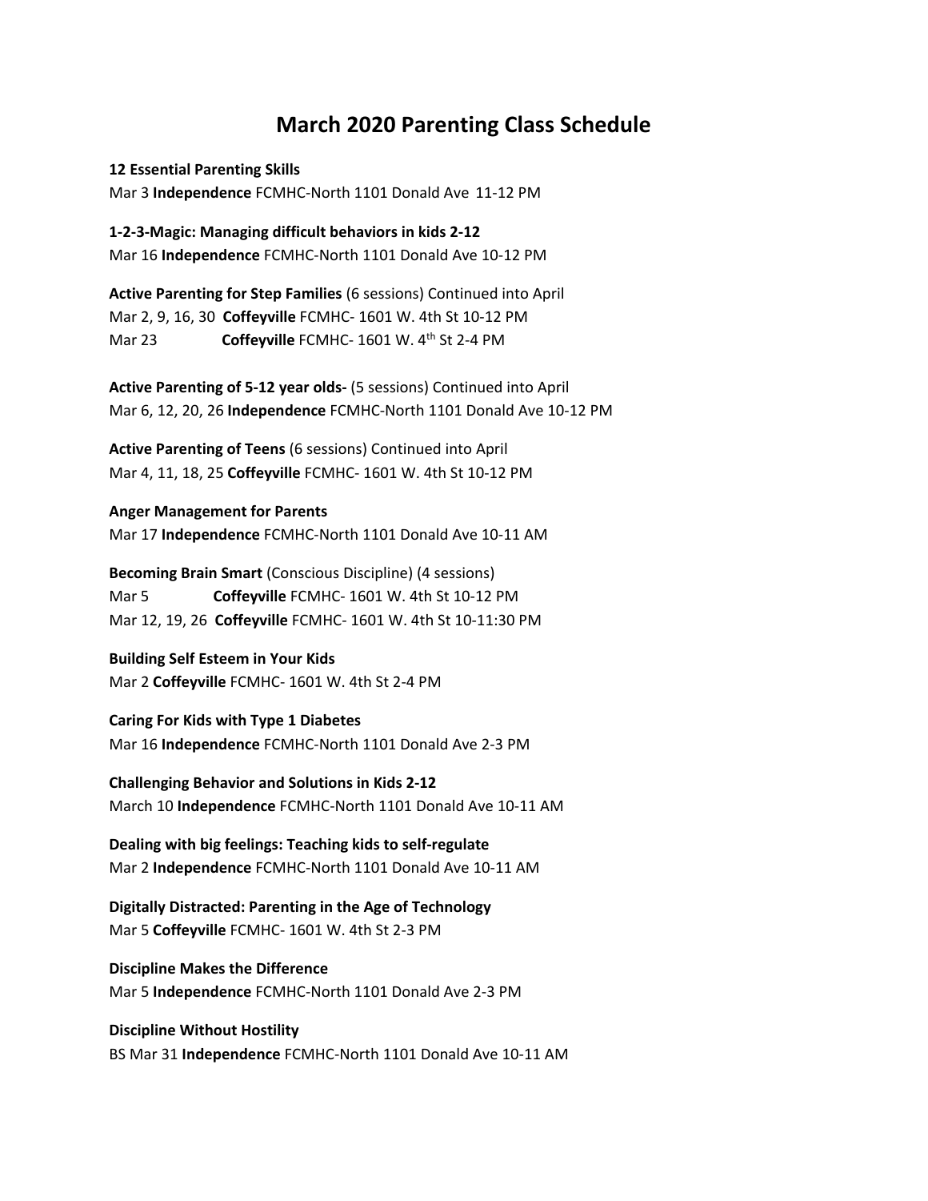# March 2020 Parenting Class Schedule

**12 Essential Parenting Skills**
Mar 3 **Independence** FCMHC-North 1101 Donald Ave 11-12 PM

**1-2-3-Magic: Managing difficult behaviors in kids 2-12**
Mar 16 **Independence** FCMHC-North 1101 Donald Ave 10-12 PM

**Active Parenting for Step Families** (6 sessions) Continued into April
Mar 2, 9, 16, 30 **Coffeyville** FCMHC- 1601 W. 4th St 10-12 PM
Mar 23 **Coffeyville** FCMHC- 1601 W. 4th St 2-4 PM

**Active Parenting of 5-12 year olds-** (5 sessions) Continued into April
Mar 6, 12, 20, 26 **Independence** FCMHC-North 1101 Donald Ave 10-12 PM

**Active Parenting of Teens** (6 sessions) Continued into April
Mar 4, 11, 18, 25 **Coffeyville** FCMHC- 1601 W. 4th St 10-12 PM

**Anger Management for Parents**
Mar 17 **Independence** FCMHC-North 1101 Donald Ave 10-11 AM

**Becoming Brain Smart** (Conscious Discipline) (4 sessions)
Mar 5 **Coffeyville** FCMHC- 1601 W. 4th St 10-12 PM
Mar 12, 19, 26 **Coffeyville** FCMHC- 1601 W. 4th St 10-11:30 PM

**Building Self Esteem in Your Kids**
Mar 2 **Coffeyville** FCMHC- 1601 W. 4th St 2-4 PM

**Caring For Kids with Type 1 Diabetes**
Mar 16 **Independence** FCMHC-North 1101 Donald Ave 2-3 PM

**Challenging Behavior and Solutions in Kids 2-12**
March 10 **Independence** FCMHC-North 1101 Donald Ave 10-11 AM

**Dealing with big feelings: Teaching kids to self-regulate**
Mar 2 **Independence** FCMHC-North 1101 Donald Ave 10-11 AM

**Digitally Distracted: Parenting in the Age of Technology**
Mar 5 **Coffeyville** FCMHC- 1601 W. 4th St 2-3 PM

**Discipline Makes the Difference**
Mar 5 **Independence** FCMHC-North 1101 Donald Ave 2-3 PM

**Discipline Without Hostility**
BS Mar 31 **Independence** FCMHC-North 1101 Donald Ave 10-11 AM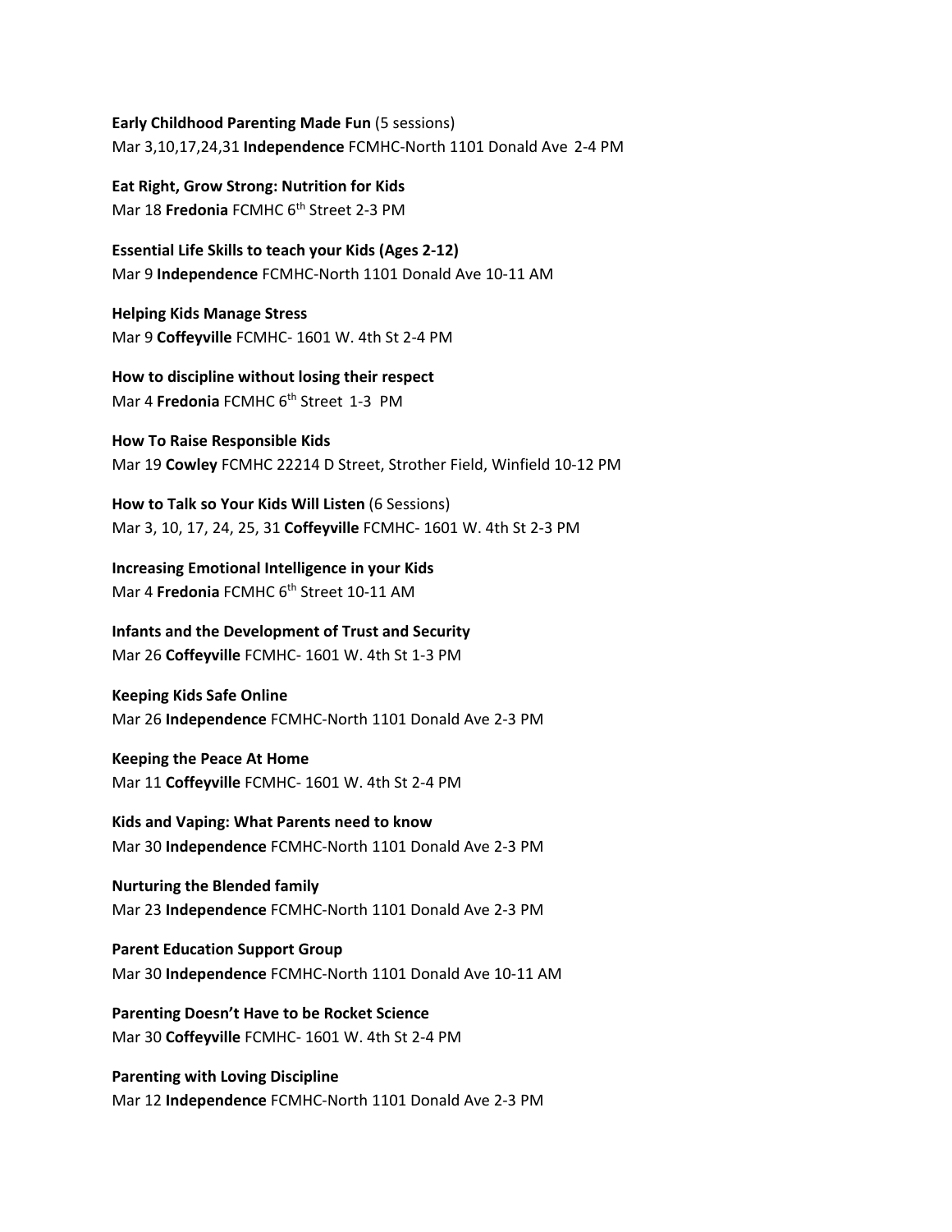**Early Childhood Parenting Made Fun** (5 sessions)
Mar 3,10,17,24,31 **Independence** FCMHC-North 1101 Donald Ave 2-4 PM

**Eat Right, Grow Strong: Nutrition for Kids**
Mar 18 **Fredonia** FCMHC 6th Street 2-3 PM

**Essential Life Skills to teach your Kids (Ages 2-12)**
Mar 9 **Independence** FCMHC-North 1101 Donald Ave 10-11 AM

**Helping Kids Manage Stress**
Mar 9 **Coffeyville** FCMHC- 1601 W. 4th St 2-4 PM

**How to discipline without losing their respect**
Mar 4 **Fredonia** FCMHC 6th Street 1-3 PM

**How To Raise Responsible Kids**
Mar 19 **Cowley** FCMHC 22214 D Street, Strother Field, Winfield 10-12 PM

**How to Talk so Your Kids Will Listen** (6 Sessions)
Mar 3, 10, 17, 24, 25, 31 **Coffeyville** FCMHC- 1601 W. 4th St 2-3 PM

**Increasing Emotional Intelligence in your Kids**
Mar 4 **Fredonia** FCMHC 6th Street 10-11 AM

**Infants and the Development of Trust and Security**
Mar 26 **Coffeyville** FCMHC- 1601 W. 4th St 1-3 PM

**Keeping Kids Safe Online**
Mar 26 **Independence** FCMHC-North 1101 Donald Ave 2-3 PM

**Keeping the Peace At Home**
Mar 11 **Coffeyville** FCMHC- 1601 W. 4th St 2-4 PM

**Kids and Vaping: What Parents need to know**
Mar 30 **Independence** FCMHC-North 1101 Donald Ave 2-3 PM

**Nurturing the Blended family**
Mar 23 **Independence** FCMHC-North 1101 Donald Ave 2-3 PM

**Parent Education Support Group**
Mar 30 **Independence** FCMHC-North 1101 Donald Ave 10-11 AM

**Parenting Doesn't Have to be Rocket Science**
Mar 30 **Coffeyville** FCMHC- 1601 W. 4th St 2-4 PM

**Parenting with Loving Discipline**
Mar 12 **Independence** FCMHC-North 1101 Donald Ave 2-3 PM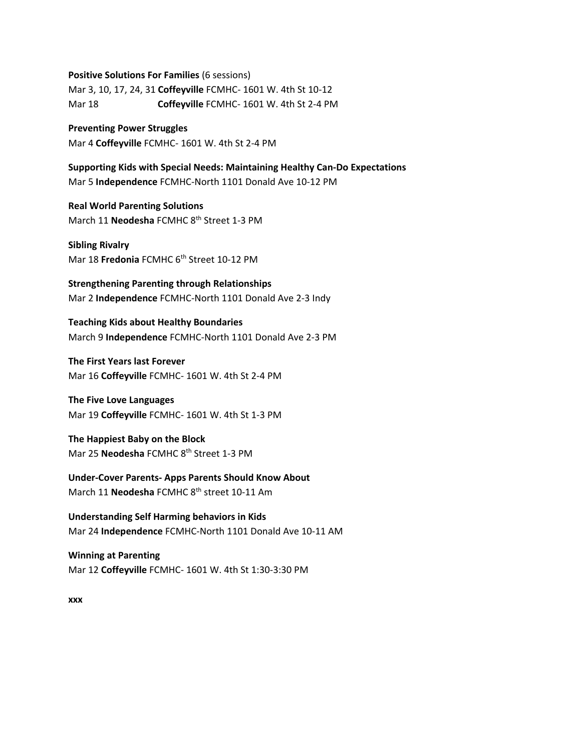**Positive Solutions For Families** (6 sessions)
Mar 3, 10, 17, 24, 31 **Coffeyville** FCMHC- 1601 W. 4th St 10-12
Mar 18 **Coffeyville** FCMHC- 1601 W. 4th St 2-4 PM

**Preventing Power Struggles**
Mar 4 **Coffeyville** FCMHC- 1601 W. 4th St 2-4 PM

**Supporting Kids with Special Needs: Maintaining Healthy Can-Do Expectations**
Mar 5 **Independence** FCMHC-North 1101 Donald Ave 10-12 PM

**Real World Parenting Solutions**
March 11 **Neodesha** FCMHC 8th Street 1-3 PM

**Sibling Rivalry**
Mar 18 **Fredonia** FCMHC 6th Street 10-12 PM

**Strengthening Parenting through Relationships**
Mar 2 **Independence** FCMHC-North 1101 Donald Ave 2-3 Indy

**Teaching Kids about Healthy Boundaries**
March 9 **Independence** FCMHC-North 1101 Donald Ave 2-3 PM

**The First Years last Forever**
Mar 16 **Coffeyville** FCMHC- 1601 W. 4th St 2-4 PM

**The Five Love Languages**
Mar 19 **Coffeyville** FCMHC- 1601 W. 4th St 1-3 PM

**The Happiest Baby on the Block**
Mar 25 **Neodesha** FCMHC 8th Street 1-3 PM

**Under-Cover Parents- Apps Parents Should Know About**
March 11 **Neodesha** FCMHC 8th street 10-11 Am

**Understanding Self Harming behaviors in Kids**
Mar 24 **Independence** FCMHC-North 1101 Donald Ave 10-11 AM

**Winning at Parenting**
Mar 12 **Coffeyville** FCMHC- 1601 W. 4th St 1:30-3:30 PM

**xxx**